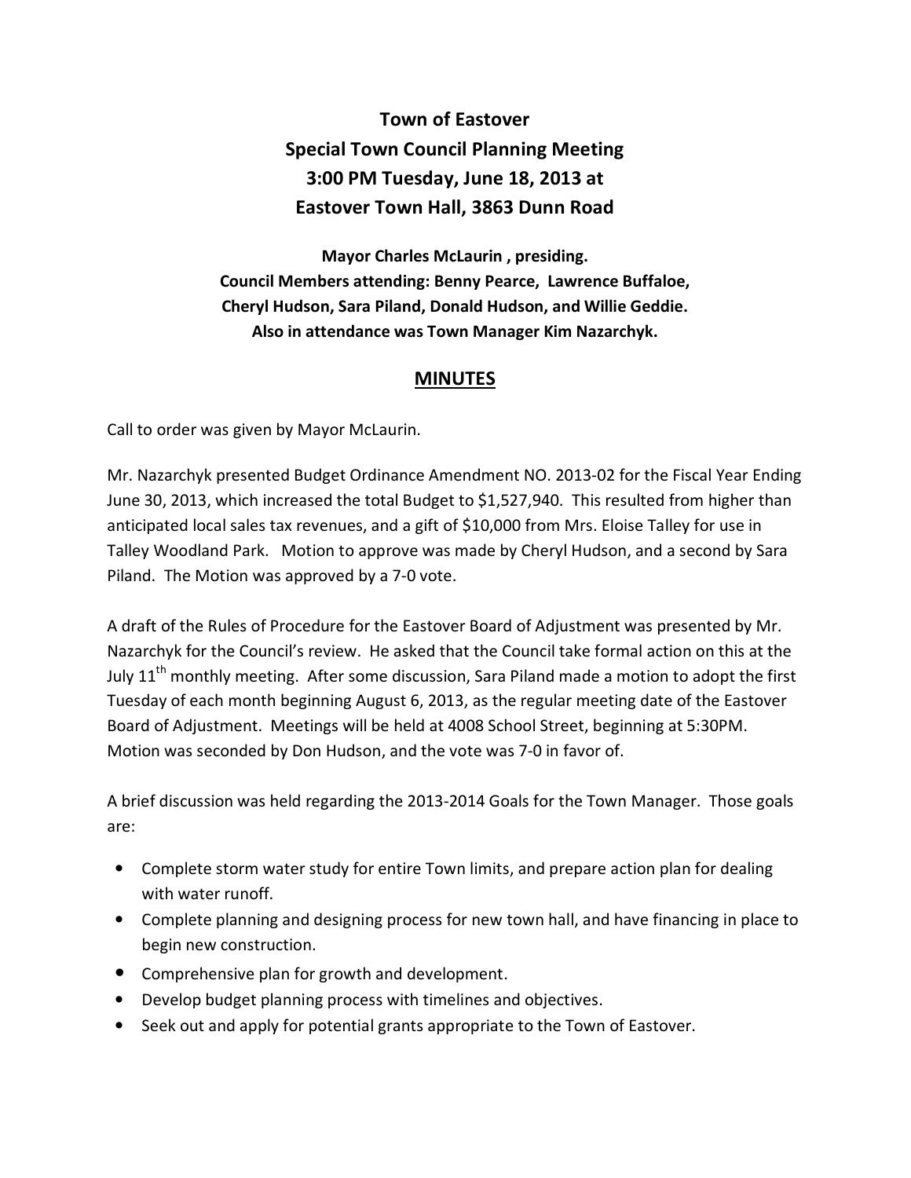# Town of Eastover
## Special Town Council Planning Meeting
## 3:00 PM Tuesday, June 18, 2013 at
## Eastover Town Hall, 3863 Dunn Road

**Mayor Charles McLaurin , presiding.**
**Council Members attending: Benny Pearce, Lawrence Buffaloe, Cheryl Hudson, Sara Piland, Donald Hudson, and Willie Geddie.**
**Also in attendance was Town Manager Kim Nazarchyk.**

## MINUTES

Call to order was given by Mayor McLaurin.

Mr. Nazarchyk presented Budget Ordinance Amendment NO. 2013-02 for the Fiscal Year Ending June 30, 2013, which increased the total Budget to $1,527,940. This resulted from higher than anticipated local sales tax revenues, and a gift of $10,000 from Mrs. Eloise Talley for use in Talley Woodland Park. Motion to approve was made by Cheryl Hudson, and a second by Sara Piland. The Motion was approved by a 7-0 vote.

A draft of the Rules of Procedure for the Eastover Board of Adjustment was presented by Mr. Nazarchyk for the Council's review. He asked that the Council take formal action on this at the July 11th monthly meeting. After some discussion, Sara Piland made a motion to adopt the first Tuesday of each month beginning August 6, 2013, as the regular meeting date of the Eastover Board of Adjustment. Meetings will be held at 4008 School Street, beginning at 5:30PM. Motion was seconded by Don Hudson, and the vote was 7-0 in favor of.

A brief discussion was held regarding the 2013-2014 Goals for the Town Manager. Those goals are:

- Complete storm water study for entire Town limits, and prepare action plan for dealing with water runoff.
- Complete planning and designing process for new town hall, and have financing in place to begin new construction.
- Comprehensive plan for growth and development.
- Develop budget planning process with timelines and objectives.
- Seek out and apply for potential grants appropriate to the Town of Eastover.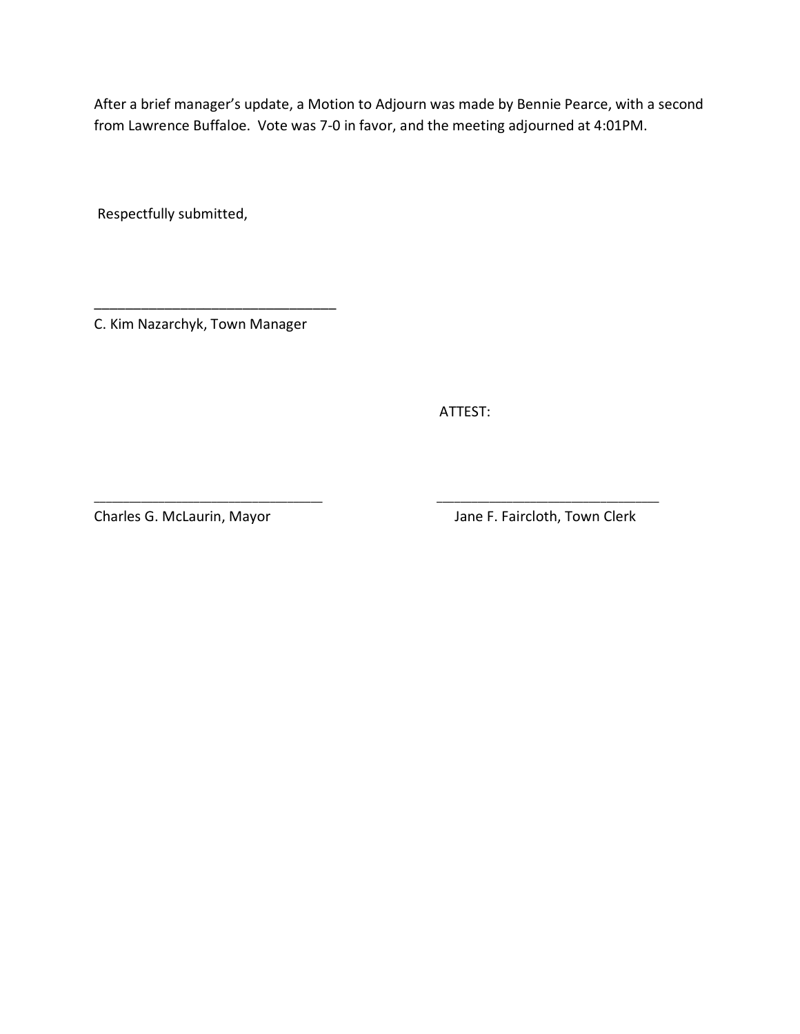After a brief manager's update, a Motion to Adjourn was made by Bennie Pearce, with a second from Lawrence Buffaloe. Vote was 7-0 in favor, and the meeting adjourned at 4:01PM.

Respectfully submitted,

_______________________________
C. Kim Nazarchyk, Town Manager

ATTEST:

_______________________________
Charles G. McLaurin, Mayor

_______________________________
Jane F. Faircloth, Town Clerk